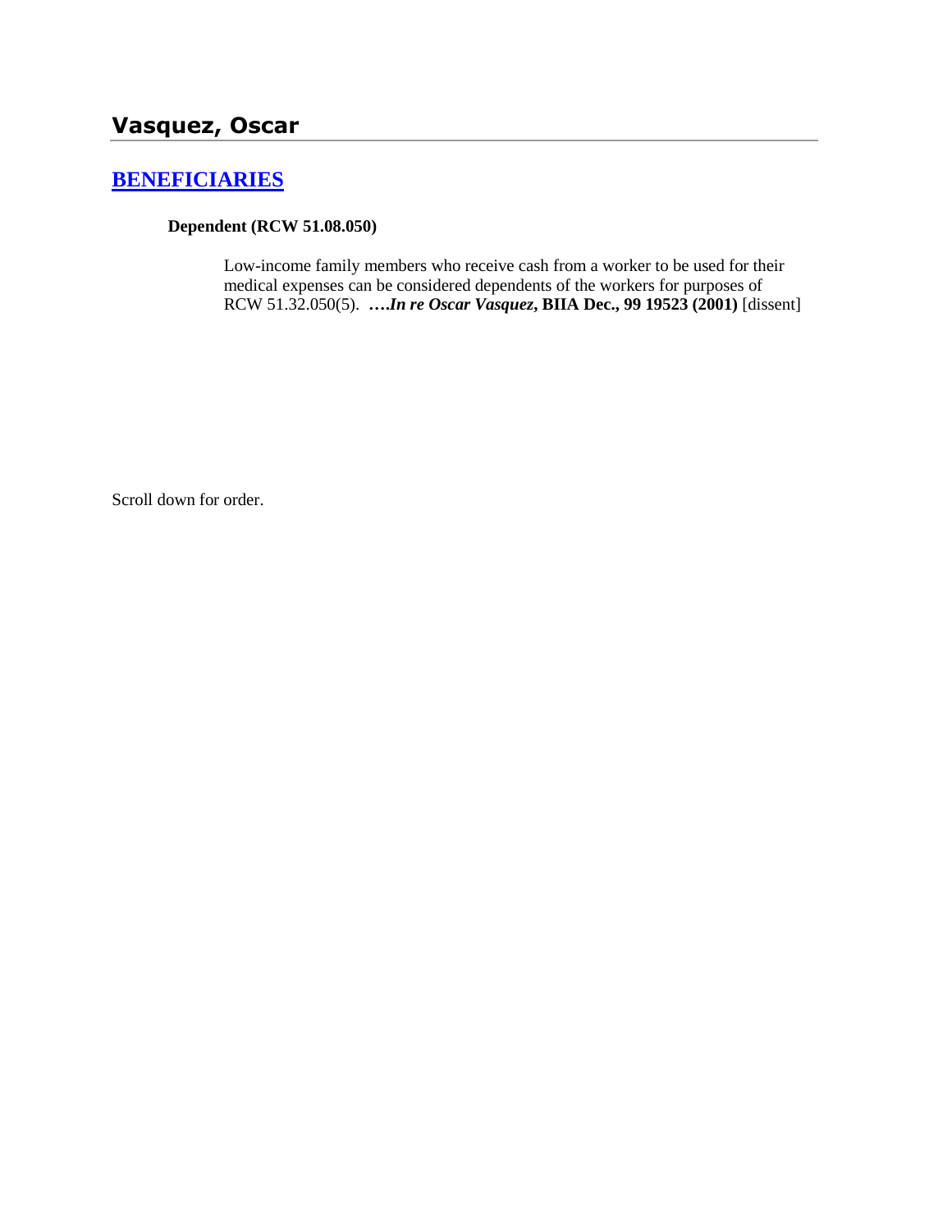# Vasquez, Oscar

## BENEFICIARIES

**Dependent (RCW 51.08.050)**

Low-income family members who receive cash from a worker to be used for their medical expenses can be considered dependents of the workers for purposes of RCW 51.32.050(5). ***….In re Oscar Vasquez*, BIIA Dec., 99 19523 (2001)** [dissent]

Scroll down for order.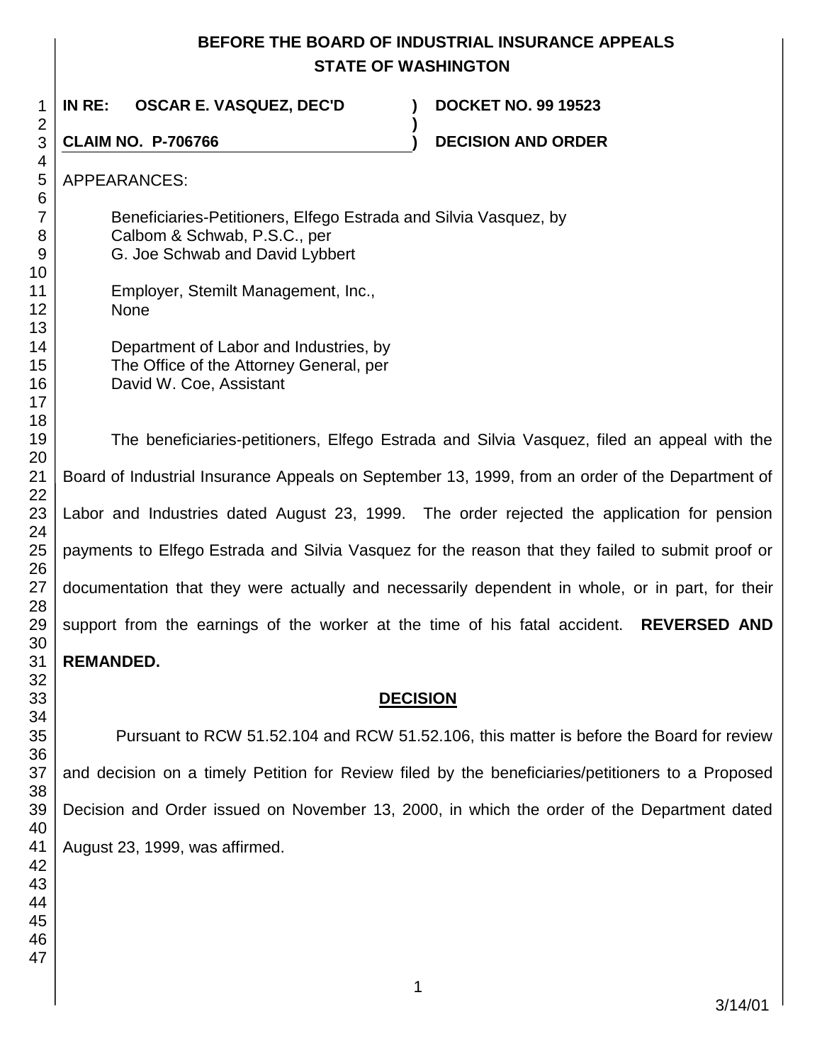# BEFORE THE BOARD OF INDUSTRIAL INSURANCE APPEALS
## STATE OF WASHINGTON

**IN RE: OSCAR E. VASQUEZ, DEC'D** ) **DOCKET NO. 99 19523**

**CLAIM NO. P-706766** ) **DECISION AND ORDER**

APPEARANCES:

Beneficiaries-Petitioners, Elfego Estrada and Silvia Vasquez, by
Calbom & Schwab, P.S.C., per
G. Joe Schwab and David Lybbert

Employer, Stemilt Management, Inc.,
None

Department of Labor and Industries, by
The Office of the Attorney General, per
David W. Coe, Assistant

The beneficiaries-petitioners, Elfego Estrada and Silvia Vasquez, filed an appeal with the Board of Industrial Insurance Appeals on September 13, 1999, from an order of the Department of Labor and Industries dated August 23, 1999. The order rejected the application for pension payments to Elfego Estrada and Silvia Vasquez for the reason that they failed to submit proof or documentation that they were actually and necessarily dependent in whole, or in part, for their support from the earnings of the worker at the time of his fatal accident. **REVERSED AND REMANDED.**

## DECISION

Pursuant to RCW 51.52.104 and RCW 51.52.106, this matter is before the Board for review and decision on a timely Petition for Review filed by the beneficiaries/petitioners to a Proposed Decision and Order issued on November 13, 2000, in which the order of the Department dated August 23, 1999, was affirmed.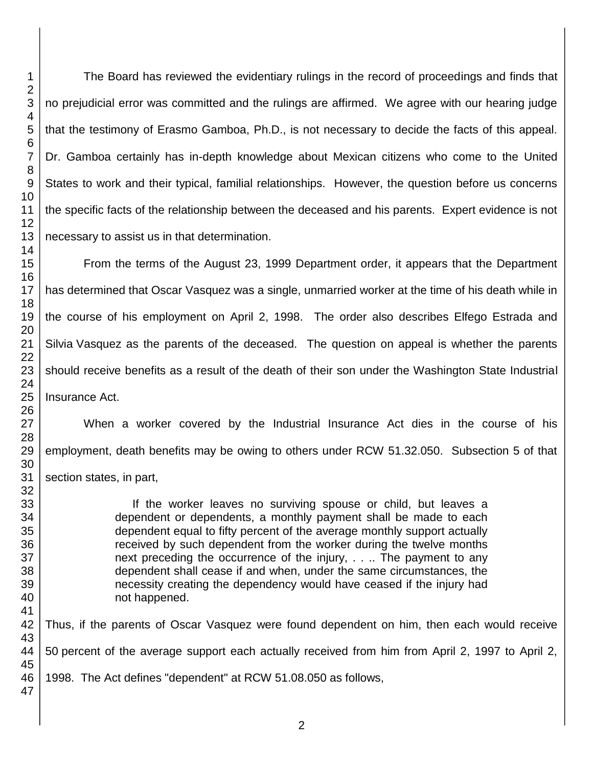The Board has reviewed the evidentiary rulings in the record of proceedings and finds that no prejudicial error was committed and the rulings are affirmed. We agree with our hearing judge that the testimony of Erasmo Gamboa, Ph.D., is not necessary to decide the facts of this appeal. Dr. Gamboa certainly has in-depth knowledge about Mexican citizens who come to the United States to work and their typical, familial relationships. However, the question before us concerns the specific facts of the relationship between the deceased and his parents. Expert evidence is not necessary to assist us in that determination.

From the terms of the August 23, 1999 Department order, it appears that the Department has determined that Oscar Vasquez was a single, unmarried worker at the time of his death while in the course of his employment on April 2, 1998. The order also describes Elfego Estrada and Silvia Vasquez as the parents of the deceased. The question on appeal is whether the parents should receive benefits as a result of the death of their son under the Washington State Industrial Insurance Act.

When a worker covered by the Industrial Insurance Act dies in the course of his employment, death benefits may be owing to others under RCW 51.32.050. Subsection 5 of that section states, in part,

> If the worker leaves no surviving spouse or child, but leaves a dependent or dependents, a monthly payment shall be made to each dependent equal to fifty percent of the average monthly support actually received by such dependent from the worker during the twelve months next preceding the occurrence of the injury, . . .. The payment to any dependent shall cease if and when, under the same circumstances, the necessity creating the dependency would have ceased if the injury had not happened.

Thus, if the parents of Oscar Vasquez were found dependent on him, then each would receive 50 percent of the average support each actually received from him from April 2, 1997 to April 2, 1998. The Act defines "dependent" at RCW 51.08.050 as follows,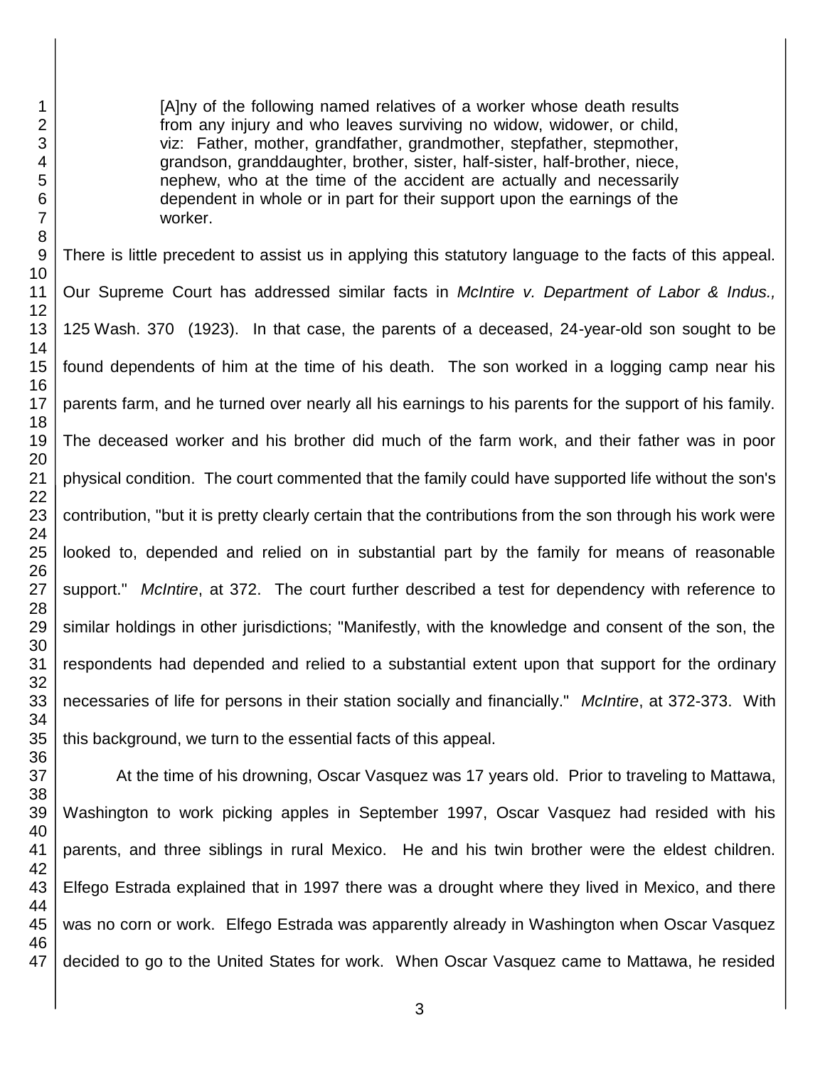> [A]ny of the following named relatives of a worker whose death results from any injury and who leaves surviving no widow, widower, or child, viz: Father, mother, grandfather, grandmother, stepfather, stepmother, grandson, granddaughter, brother, sister, half-sister, half-brother, niece, nephew, who at the time of the accident are actually and necessarily dependent in whole or in part for their support upon the earnings of the worker.

There is little precedent to assist us in applying this statutory language to the facts of this appeal. Our Supreme Court has addressed similar facts in *McIntire v. Department of Labor & Indus.,* 125 Wash. 370 (1923). In that case, the parents of a deceased, 24-year-old son sought to be found dependents of him at the time of his death. The son worked in a logging camp near his parents farm, and he turned over nearly all his earnings to his parents for the support of his family. The deceased worker and his brother did much of the farm work, and their father was in poor physical condition. The court commented that the family could have supported life without the son's contribution, "but it is pretty clearly certain that the contributions from the son through his work were looked to, depended and relied on in substantial part by the family for means of reasonable support." *McIntire*, at 372. The court further described a test for dependency with reference to similar holdings in other jurisdictions; "Manifestly, with the knowledge and consent of the son, the respondents had depended and relied to a substantial extent upon that support for the ordinary necessaries of life for persons in their station socially and financially." *McIntire*, at 372-373. With this background, we turn to the essential facts of this appeal.

At the time of his drowning, Oscar Vasquez was 17 years old. Prior to traveling to Mattawa, Washington to work picking apples in September 1997, Oscar Vasquez had resided with his parents, and three siblings in rural Mexico. He and his twin brother were the eldest children. Elfego Estrada explained that in 1997 there was a drought where they lived in Mexico, and there was no corn or work. Elfego Estrada was apparently already in Washington when Oscar Vasquez decided to go to the United States for work. When Oscar Vasquez came to Mattawa, he resided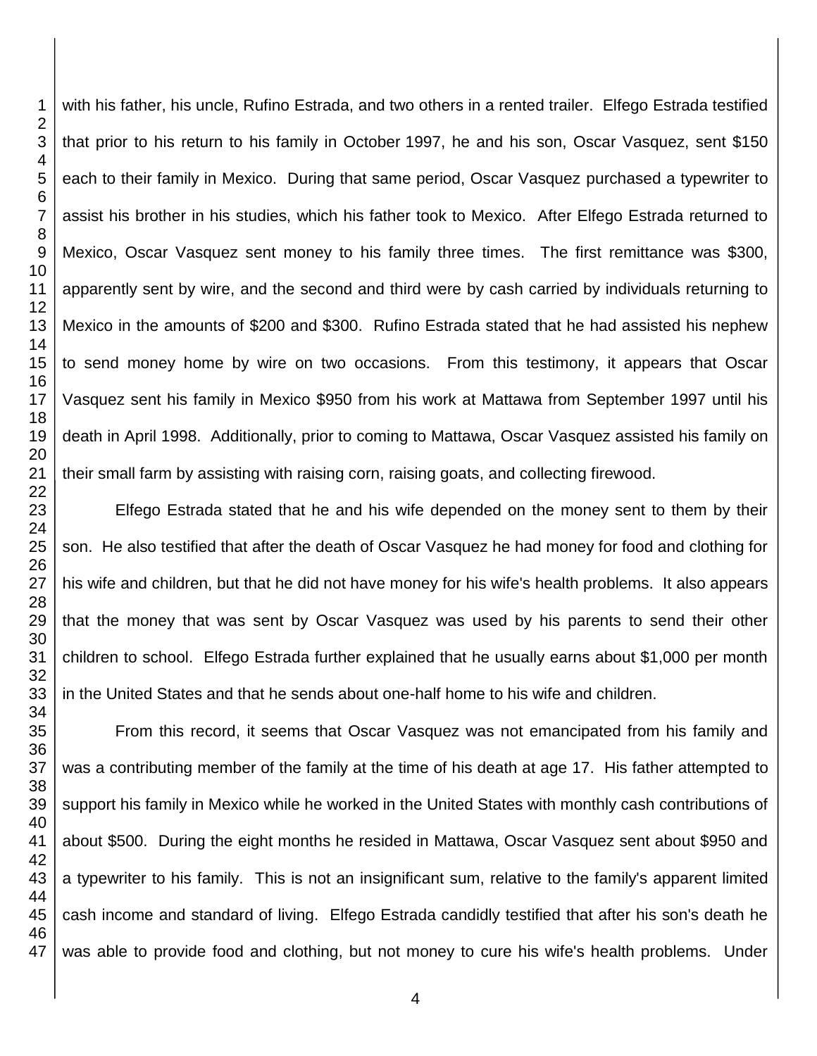with his father, his uncle, Rufino Estrada, and two others in a rented trailer. Elfego Estrada testified that prior to his return to his family in October 1997, he and his son, Oscar Vasquez, sent $150 each to their family in Mexico. During that same period, Oscar Vasquez purchased a typewriter to assist his brother in his studies, which his father took to Mexico. After Elfego Estrada returned to Mexico, Oscar Vasquez sent money to his family three times. The first remittance was $300, apparently sent by wire, and the second and third were by cash carried by individuals returning to Mexico in the amounts of $200 and $300. Rufino Estrada stated that he had assisted his nephew to send money home by wire on two occasions. From this testimony, it appears that Oscar Vasquez sent his family in Mexico $950 from his work at Mattawa from September 1997 until his death in April 1998. Additionally, prior to coming to Mattawa, Oscar Vasquez assisted his family on their small farm by assisting with raising corn, raising goats, and collecting firewood.

Elfego Estrada stated that he and his wife depended on the money sent to them by their son. He also testified that after the death of Oscar Vasquez he had money for food and clothing for his wife and children, but that he did not have money for his wife's health problems. It also appears that the money that was sent by Oscar Vasquez was used by his parents to send their other children to school. Elfego Estrada further explained that he usually earns about $1,000 per month in the United States and that he sends about one-half home to his wife and children.

From this record, it seems that Oscar Vasquez was not emancipated from his family and was a contributing member of the family at the time of his death at age 17. His father attempted to support his family in Mexico while he worked in the United States with monthly cash contributions of about $500. During the eight months he resided in Mattawa, Oscar Vasquez sent about $950 and a typewriter to his family. This is not an insignificant sum, relative to the family's apparent limited cash income and standard of living. Elfego Estrada candidly testified that after his son's death he was able to provide food and clothing, but not money to cure his wife's health problems. Under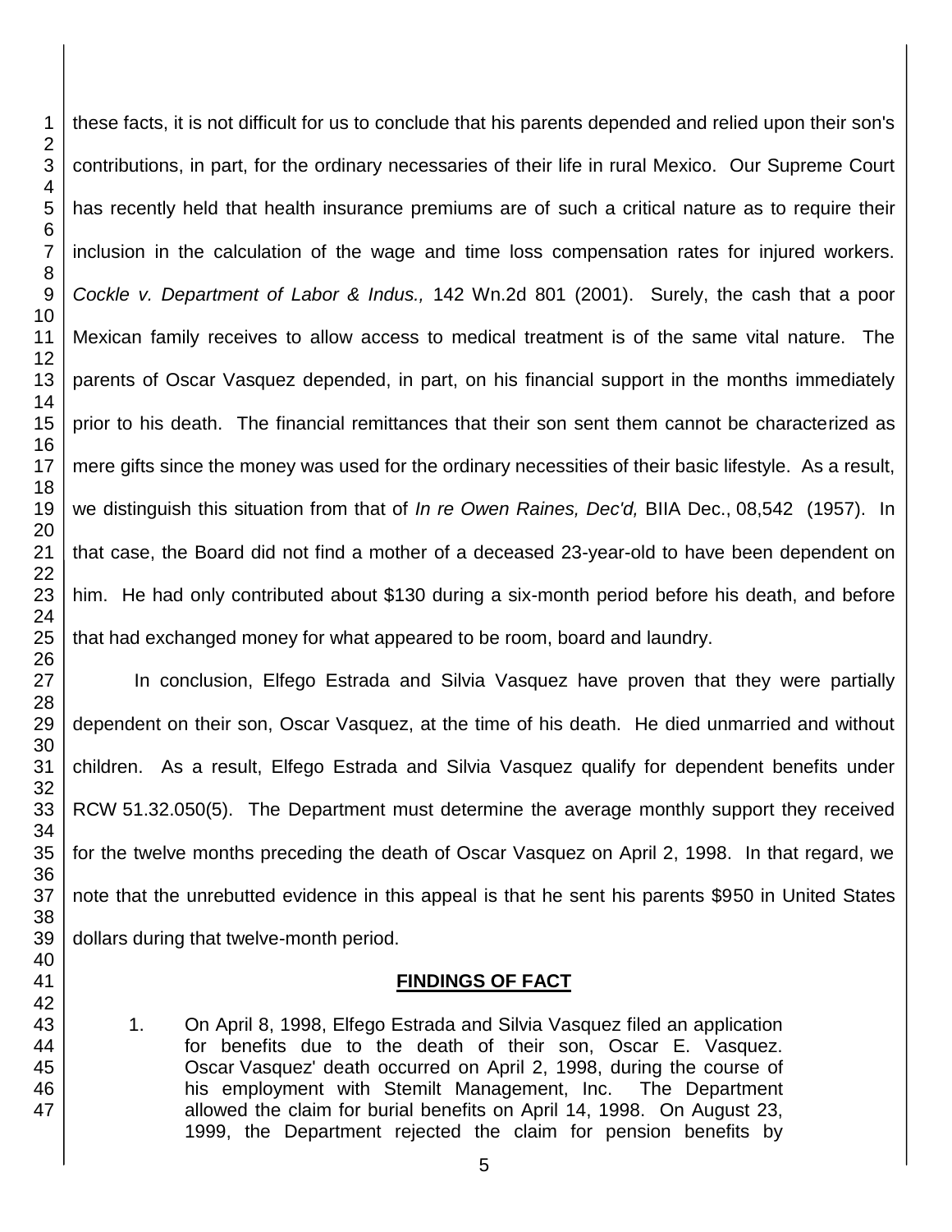these facts, it is not difficult for us to conclude that his parents depended and relied upon their son's contributions, in part, for the ordinary necessaries of their life in rural Mexico. Our Supreme Court has recently held that health insurance premiums are of such a critical nature as to require their inclusion in the calculation of the wage and time loss compensation rates for injured workers. *Cockle v. Department of Labor & Indus.,* 142 Wn.2d 801 (2001). Surely, the cash that a poor Mexican family receives to allow access to medical treatment is of the same vital nature. The parents of Oscar Vasquez depended, in part, on his financial support in the months immediately prior to his death. The financial remittances that their son sent them cannot be characterized as mere gifts since the money was used for the ordinary necessities of their basic lifestyle. As a result, we distinguish this situation from that of *In re Owen Raines, Dec'd,* BIIA Dec., 08,542 (1957). In that case, the Board did not find a mother of a deceased 23-year-old to have been dependent on him. He had only contributed about $130 during a six-month period before his death, and before that had exchanged money for what appeared to be room, board and laundry.

In conclusion, Elfego Estrada and Silvia Vasquez have proven that they were partially dependent on their son, Oscar Vasquez, at the time of his death. He died unmarried and without children. As a result, Elfego Estrada and Silvia Vasquez qualify for dependent benefits under RCW 51.32.050(5). The Department must determine the average monthly support they received for the twelve months preceding the death of Oscar Vasquez on April 2, 1998. In that regard, we note that the unrebutted evidence in this appeal is that he sent his parents $950 in United States dollars during that twelve-month period.

## FINDINGS OF FACT

1. On April 8, 1998, Elfego Estrada and Silvia Vasquez filed an application for benefits due to the death of their son, Oscar E. Vasquez. Oscar Vasquez' death occurred on April 2, 1998, during the course of his employment with Stemilt Management, Inc. The Department allowed the claim for burial benefits on April 14, 1998. On August 23, 1999, the Department rejected the claim for pension benefits by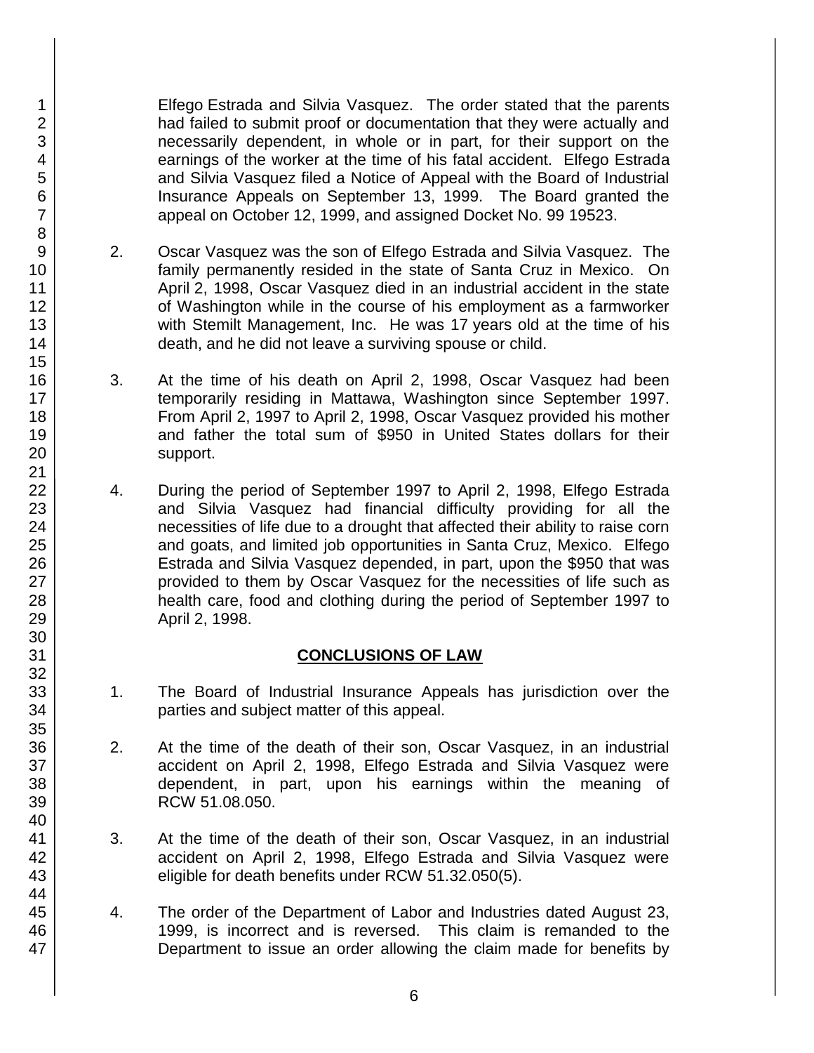Elfego Estrada and Silvia Vasquez. The order stated that the parents had failed to submit proof or documentation that they were actually and necessarily dependent, in whole or in part, for their support on the earnings of the worker at the time of his fatal accident. Elfego Estrada and Silvia Vasquez filed a Notice of Appeal with the Board of Industrial Insurance Appeals on September 13, 1999. The Board granted the appeal on October 12, 1999, and assigned Docket No. 99 19523.

2. Oscar Vasquez was the son of Elfego Estrada and Silvia Vasquez. The family permanently resided in the state of Santa Cruz in Mexico. On April 2, 1998, Oscar Vasquez died in an industrial accident in the state of Washington while in the course of his employment as a farmworker with Stemilt Management, Inc. He was 17 years old at the time of his death, and he did not leave a surviving spouse or child.

3. At the time of his death on April 2, 1998, Oscar Vasquez had been temporarily residing in Mattawa, Washington since September 1997. From April 2, 1997 to April 2, 1998, Oscar Vasquez provided his mother and father the total sum of $950 in United States dollars for their support.

4. During the period of September 1997 to April 2, 1998, Elfego Estrada and Silvia Vasquez had financial difficulty providing for all the necessities of life due to a drought that affected their ability to raise corn and goats, and limited job opportunities in Santa Cruz, Mexico. Elfego Estrada and Silvia Vasquez depended, in part, upon the $950 that was provided to them by Oscar Vasquez for the necessities of life such as health care, food and clothing during the period of September 1997 to April 2, 1998.

## CONCLUSIONS OF LAW

1. The Board of Industrial Insurance Appeals has jurisdiction over the parties and subject matter of this appeal.

2. At the time of the death of their son, Oscar Vasquez, in an industrial accident on April 2, 1998, Elfego Estrada and Silvia Vasquez were dependent, in part, upon his earnings within the meaning of RCW 51.08.050.

3. At the time of the death of their son, Oscar Vasquez, in an industrial accident on April 2, 1998, Elfego Estrada and Silvia Vasquez were eligible for death benefits under RCW 51.32.050(5).

4. The order of the Department of Labor and Industries dated August 23, 1999, is incorrect and is reversed. This claim is remanded to the Department to issue an order allowing the claim made for benefits by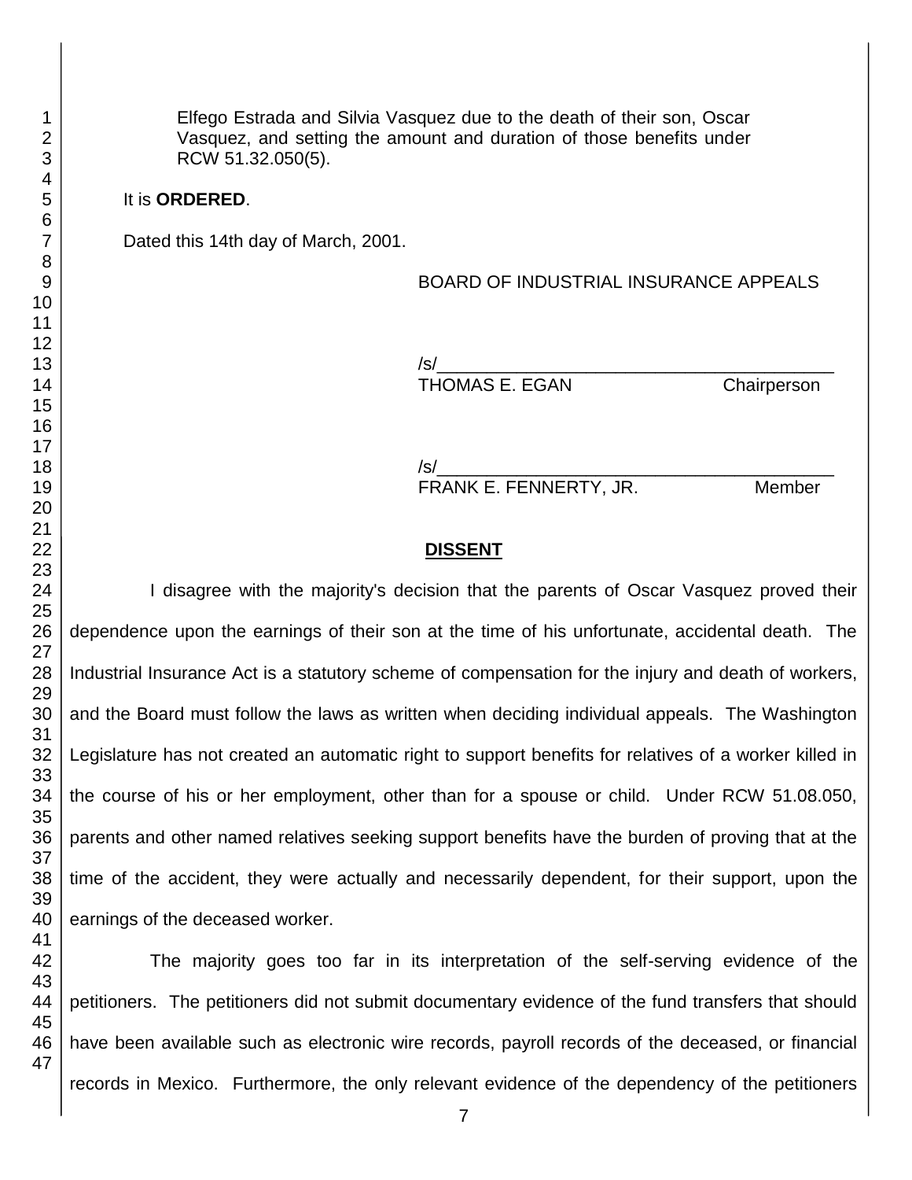Elfego Estrada and Silvia Vasquez due to the death of their son, Oscar Vasquez, and setting the amount and duration of those benefits under RCW 51.32.050(5).

It is **ORDERED**.

Dated this 14th day of March, 2001.

BOARD OF INDUSTRIAL INSURANCE APPEALS

/s/\_\_\_\_\_\_\_\_\_\_\_\_\_\_\_\_\_\_\_\_\_\_\_\_\_\_\_\_\_\_\_\_\_\_\_\_\_\_\_\_
THOMAS E. EGAN Chairperson

/s/\_\_\_\_\_\_\_\_\_\_\_\_\_\_\_\_\_\_\_\_\_\_\_\_\_\_\_\_\_\_\_\_\_\_\_\_\_\_\_\_
FRANK E. FENNERTY, JR. Member

## DISSENT

I disagree with the majority's decision that the parents of Oscar Vasquez proved their dependence upon the earnings of their son at the time of his unfortunate, accidental death. The Industrial Insurance Act is a statutory scheme of compensation for the injury and death of workers, and the Board must follow the laws as written when deciding individual appeals. The Washington Legislature has not created an automatic right to support benefits for relatives of a worker killed in the course of his or her employment, other than for a spouse or child. Under RCW 51.08.050, parents and other named relatives seeking support benefits have the burden of proving that at the time of the accident, they were actually and necessarily dependent, for their support, upon the earnings of the deceased worker.

The majority goes too far in its interpretation of the self-serving evidence of the petitioners. The petitioners did not submit documentary evidence of the fund transfers that should have been available such as electronic wire records, payroll records of the deceased, or financial records in Mexico. Furthermore, the only relevant evidence of the dependency of the petitioners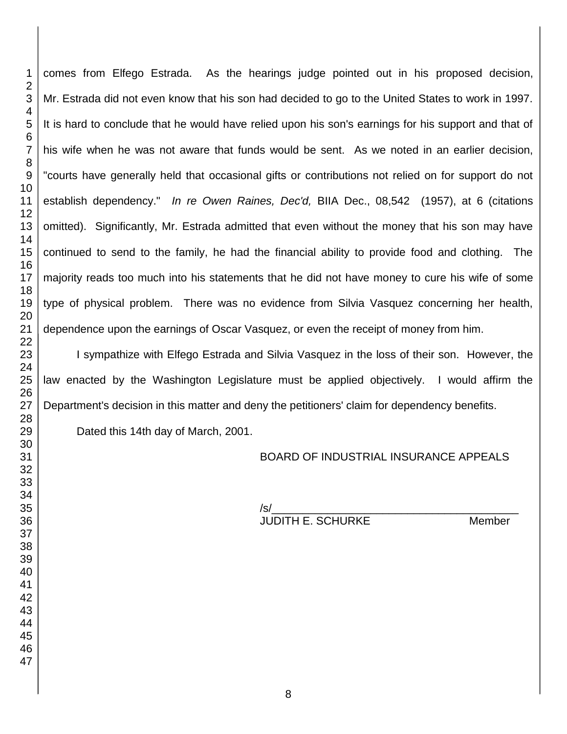comes from Elfego Estrada. As the hearings judge pointed out in his proposed decision, Mr. Estrada did not even know that his son had decided to go to the United States to work in 1997. It is hard to conclude that he would have relied upon his son's earnings for his support and that of his wife when he was not aware that funds would be sent. As we noted in an earlier decision, "courts have generally held that occasional gifts or contributions not relied on for support do not establish dependency." *In re Owen Raines, Dec'd,* BIIA Dec., 08,542 (1957), at 6 (citations omitted). Significantly, Mr. Estrada admitted that even without the money that his son may have continued to send to the family, he had the financial ability to provide food and clothing. The majority reads too much into his statements that he did not have money to cure his wife of some type of physical problem. There was no evidence from Silvia Vasquez concerning her health, dependence upon the earnings of Oscar Vasquez, or even the receipt of money from him.

I sympathize with Elfego Estrada and Silvia Vasquez in the loss of their son. However, the law enacted by the Washington Legislature must be applied objectively. I would affirm the Department's decision in this matter and deny the petitioners' claim for dependency benefits.

Dated this 14th day of March, 2001.

BOARD OF INDUSTRIAL INSURANCE APPEALS

/s/\_\_\_\_\_\_\_\_\_\_\_\_\_\_\_\_\_\_\_\_\_\_\_\_\_\_\_\_\_\_\_\_\_\_\_\_\_\_\_\_

JUDITH E. SCHURKE    Member